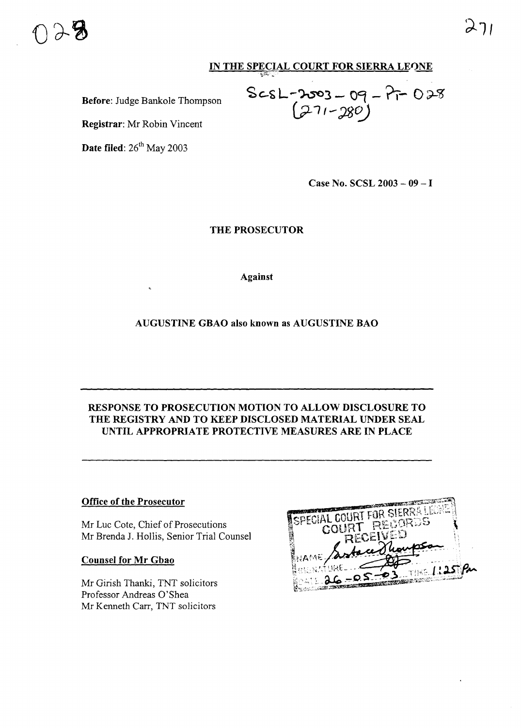## IN THE SPECIAL COURT FOR SIERRA LEONE

**Before**: Judge Bankole Thompson

SCSL-2003-09-PT-028
(271-280)

**Registrar**: Mr Robin Vincent

**Date filed**: 26th May 2003

**Case No. SCSL 2003 – 09 – I**

**THE PROSECUTOR**

**Against**

**AUGUSTINE GBAO also known as AUGUSTINE BAO**

---

**RESPONSE TO PROSECUTION MOTION TO ALLOW DISCLOSURE TO THE REGISTRY AND TO KEEP DISCLOSED MATERIAL UNDER SEAL UNTIL APPROPRIATE PROTECTIVE MEASURES ARE IN PLACE**

---

**Office of the Prosecutor**

Mr Luc Cote, Chief of Prosecutions
Mr Brenda J. Hollis, Senior Trial Counsel

**Counsel for Mr Gbao**

Mr Girish Thanki, TNT solicitors
Professor Andreas O'Shea
Mr Kenneth Carr, TNT solicitors

SPECIAL COURT FOR SIERRA LEONE
COURT RECORDS
RECEIVED
NAME: Sustace Thompson
SIGNATURE:
DATE: 26-05-03 TIME: 1:25 pm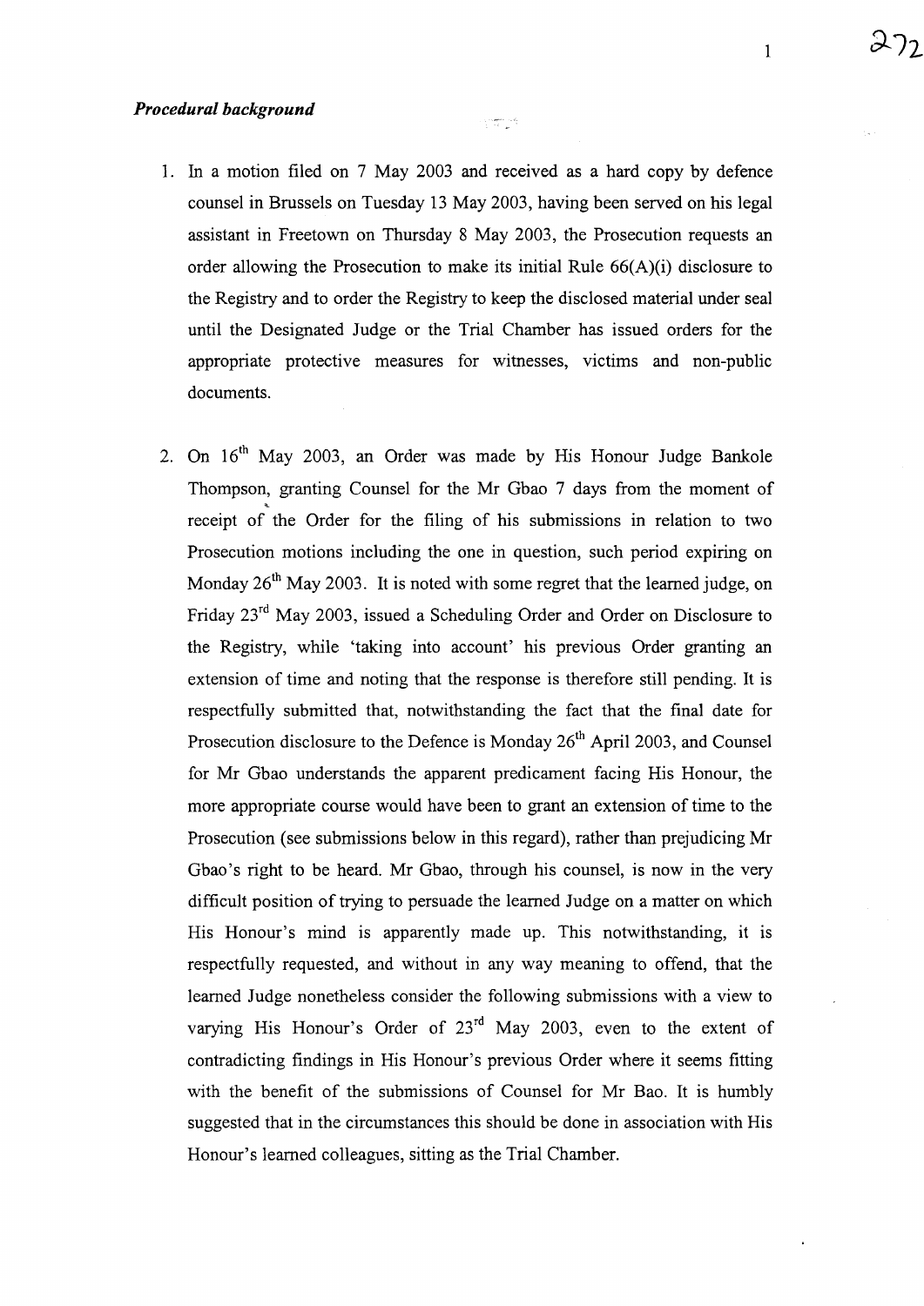***Procedural background***

1. In a motion filed on 7 May 2003 and received as a hard copy by defence counsel in Brussels on Tuesday 13 May 2003, having been served on his legal assistant in Freetown on Thursday 8 May 2003, the Prosecution requests an order allowing the Prosecution to make its initial Rule 66(A)(i) disclosure to the Registry and to order the Registry to keep the disclosed material under seal until the Designated Judge or the Trial Chamber has issued orders for the appropriate protective measures for witnesses, victims and non-public documents.

2. On 16th May 2003, an Order was made by His Honour Judge Bankole Thompson, granting Counsel for the Mr Gbao 7 days from the moment of receipt of the Order for the filing of his submissions in relation to two Prosecution motions including the one in question, such period expiring on Monday 26th May 2003. It is noted with some regret that the learned judge, on Friday 23rd May 2003, issued a Scheduling Order and Order on Disclosure to the Registry, while 'taking into account' his previous Order granting an extension of time and noting that the response is therefore still pending. It is respectfully submitted that, notwithstanding the fact that the final date for Prosecution disclosure to the Defence is Monday 26th April 2003, and Counsel for Mr Gbao understands the apparent predicament facing His Honour, the more appropriate course would have been to grant an extension of time to the Prosecution (see submissions below in this regard), rather than prejudicing Mr Gbao's right to be heard. Mr Gbao, through his counsel, is now in the very difficult position of trying to persuade the learned Judge on a matter on which His Honour's mind is apparently made up. This notwithstanding, it is respectfully requested, and without in any way meaning to offend, that the learned Judge nonetheless consider the following submissions with a view to varying His Honour's Order of 23rd May 2003, even to the extent of contradicting findings in His Honour's previous Order where it seems fitting with the benefit of the submissions of Counsel for Mr Bao. It is humbly suggested that in the circumstances this should be done in association with His Honour's learned colleagues, sitting as the Trial Chamber.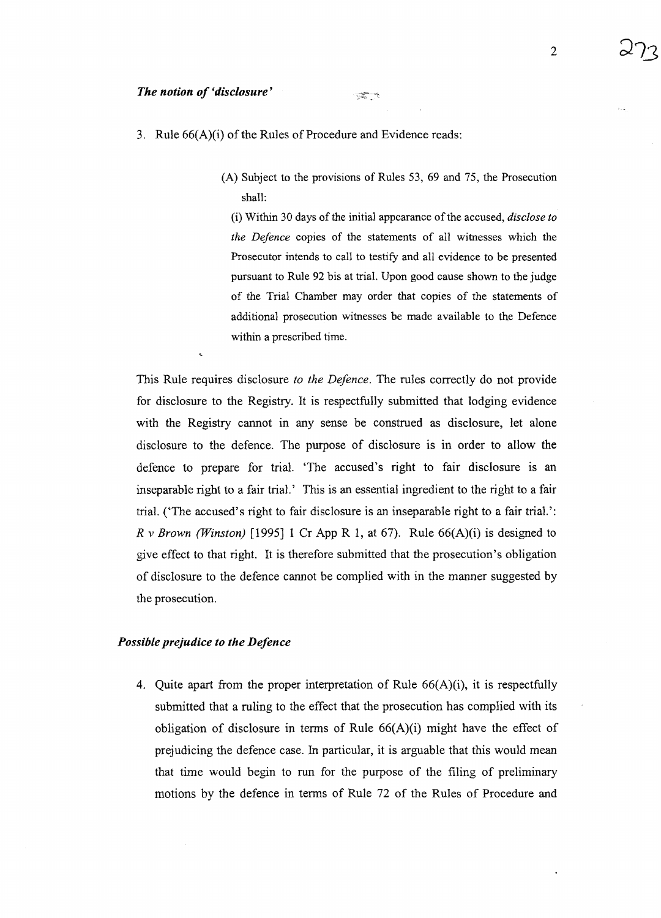### *The notion of 'disclosure'*

3. Rule 66(A)(i) of the Rules of Procedure and Evidence reads:

> (A) Subject to the provisions of Rules 53, 69 and 75, the Prosecution shall:
>
> (i) Within 30 days of the initial appearance of the accused, *disclose to the Defence* copies of the statements of all witnesses which the Prosecutor intends to call to testify and all evidence to be presented pursuant to Rule 92 bis at trial. Upon good cause shown to the judge of the Trial Chamber may order that copies of the statements of additional prosecution witnesses be made available to the Defence within a prescribed time.

This Rule requires disclosure *to the Defence*. The rules correctly do not provide for disclosure to the Registry. It is respectfully submitted that lodging evidence with the Registry cannot in any sense be construed as disclosure, let alone disclosure to the defence. The purpose of disclosure is in order to allow the defence to prepare for trial. 'The accused's right to fair disclosure is an inseparable right to a fair trial.' This is an essential ingredient to the right to a fair trial. ('The accused's right to fair disclosure is an inseparable right to a fair trial.': *R v Brown (Winston)* [1995] 1 Cr App R 1, at 67). Rule 66(A)(i) is designed to give effect to that right. It is therefore submitted that the prosecution's obligation of disclosure to the defence cannot be complied with in the manner suggested by the prosecution.

### *Possible prejudice to the Defence*

4. Quite apart from the proper interpretation of Rule 66(A)(i), it is respectfully submitted that a ruling to the effect that the prosecution has complied with its obligation of disclosure in terms of Rule 66(A)(i) might have the effect of prejudicing the defence case. In particular, it is arguable that this would mean that time would begin to run for the purpose of the filing of preliminary motions by the defence in terms of Rule 72 of the Rules of Procedure and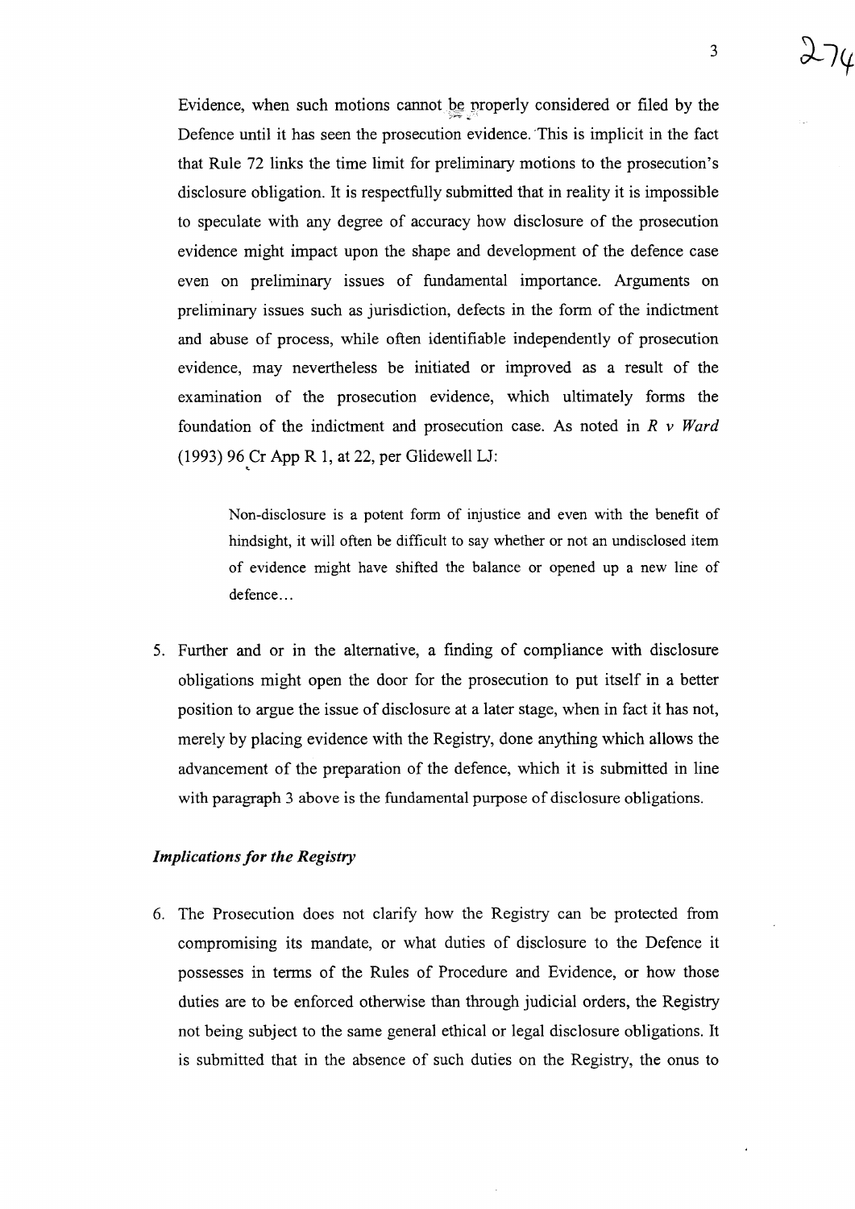Evidence, when such motions cannot be properly considered or filed by the Defence until it has seen the prosecution evidence. This is implicit in the fact that Rule 72 links the time limit for preliminary motions to the prosecution's disclosure obligation. It is respectfully submitted that in reality it is impossible to speculate with any degree of accuracy how disclosure of the prosecution evidence might impact upon the shape and development of the defence case even on preliminary issues of fundamental importance. Arguments on preliminary issues such as jurisdiction, defects in the form of the indictment and abuse of process, while often identifiable independently of prosecution evidence, may nevertheless be initiated or improved as a result of the examination of the prosecution evidence, which ultimately forms the foundation of the indictment and prosecution case. As noted in *R v Ward* (1993) 96 Cr App R 1, at 22, per Glidewell LJ:

> Non-disclosure is a potent form of injustice and even with the benefit of hindsight, it will often be difficult to say whether or not an undisclosed item of evidence might have shifted the balance or opened up a new line of defence…

5. Further and or in the alternative, a finding of compliance with disclosure obligations might open the door for the prosecution to put itself in a better position to argue the issue of disclosure at a later stage, when in fact it has not, merely by placing evidence with the Registry, done anything which allows the advancement of the preparation of the defence, which it is submitted in line with paragraph 3 above is the fundamental purpose of disclosure obligations.

### *Implications for the Registry*

6. The Prosecution does not clarify how the Registry can be protected from compromising its mandate, or what duties of disclosure to the Defence it possesses in terms of the Rules of Procedure and Evidence, or how those duties are to be enforced otherwise than through judicial orders, the Registry not being subject to the same general ethical or legal disclosure obligations. It is submitted that in the absence of such duties on the Registry, the onus to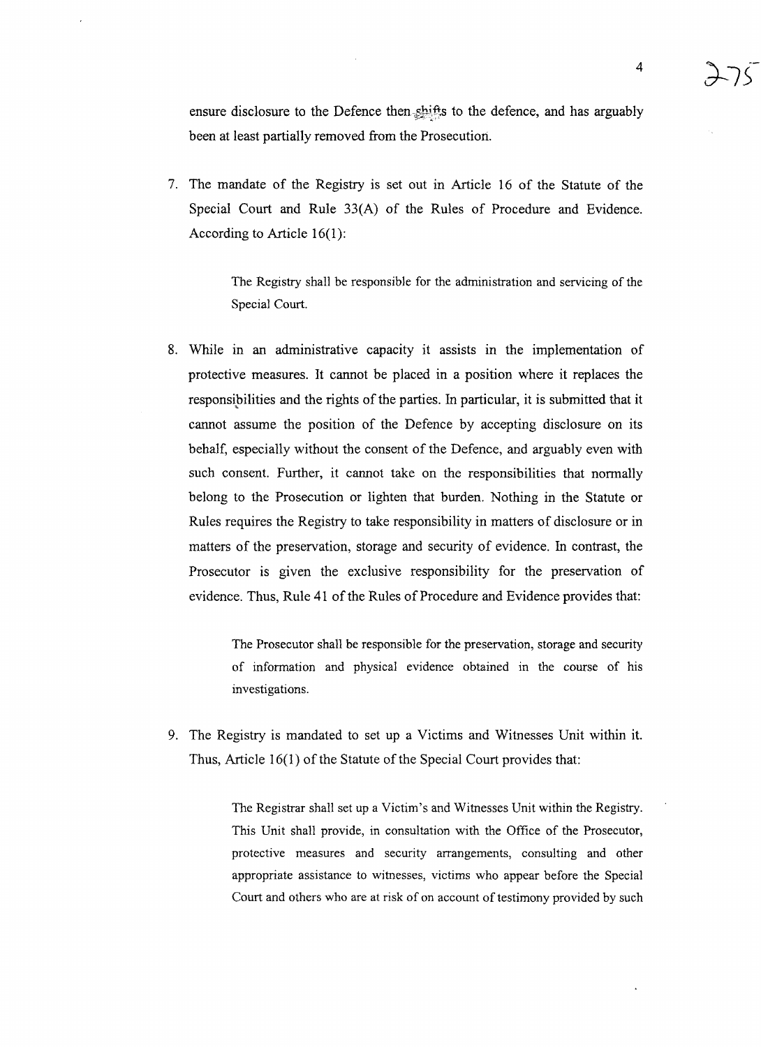ensure disclosure to the Defence then shifts to the defence, and has arguably been at least partially removed from the Prosecution.

7. The mandate of the Registry is set out in Article 16 of the Statute of the Special Court and Rule 33(A) of the Rules of Procedure and Evidence. According to Article 16(1):

   > The Registry shall be responsible for the administration and servicing of the Special Court.

8. While in an administrative capacity it assists in the implementation of protective measures. It cannot be placed in a position where it replaces the responsibilities and the rights of the parties. In particular, it is submitted that it cannot assume the position of the Defence by accepting disclosure on its behalf, especially without the consent of the Defence, and arguably even with such consent. Further, it cannot take on the responsibilities that normally belong to the Prosecution or lighten that burden. Nothing in the Statute or Rules requires the Registry to take responsibility in matters of disclosure or in matters of the preservation, storage and security of evidence. In contrast, the Prosecutor is given the exclusive responsibility for the preservation of evidence. Thus, Rule 41 of the Rules of Procedure and Evidence provides that:

   > The Prosecutor shall be responsible for the preservation, storage and security of information and physical evidence obtained in the course of his investigations.

9. The Registry is mandated to set up a Victims and Witnesses Unit within it. Thus, Article 16(1) of the Statute of the Special Court provides that:

   > The Registrar shall set up a Victim's and Witnesses Unit within the Registry. This Unit shall provide, in consultation with the Office of the Prosecutor, protective measures and security arrangements, consulting and other appropriate assistance to witnesses, victims who appear before the Special Court and others who are at risk of on account of testimony provided by such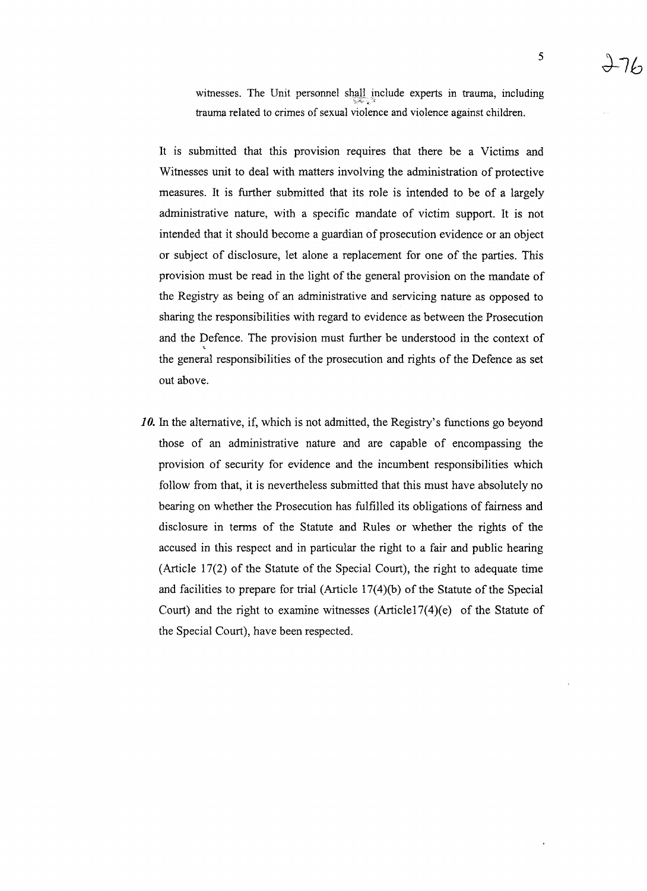witnesses. The Unit personnel shall include experts in trauma, including trauma related to crimes of sexual violence and violence against children.

It is submitted that this provision requires that there be a Victims and Witnesses unit to deal with matters involving the administration of protective measures. It is further submitted that its role is intended to be of a largely administrative nature, with a specific mandate of victim support. It is not intended that it should become a guardian of prosecution evidence or an object or subject of disclosure, let alone a replacement for one of the parties. This provision must be read in the light of the general provision on the mandate of the Registry as being of an administrative and servicing nature as opposed to sharing the responsibilities with regard to evidence as between the Prosecution and the Defence. The provision must further be understood in the context of the general responsibilities of the prosecution and rights of the Defence as set out above.

***10.*** In the alternative, if, which is not admitted, the Registry's functions go beyond those of an administrative nature and are capable of encompassing the provision of security for evidence and the incumbent responsibilities which follow from that, it is nevertheless submitted that this must have absolutely no bearing on whether the Prosecution has fulfilled its obligations of fairness and disclosure in terms of the Statute and Rules or whether the rights of the accused in this respect and in particular the right to a fair and public hearing (Article 17(2) of the Statute of the Special Court), the right to adequate time and facilities to prepare for trial (Article 17(4)(b) of the Statute of the Special Court) and the right to examine witnesses (Article17(4)(e) of the Statute of the Special Court), have been respected.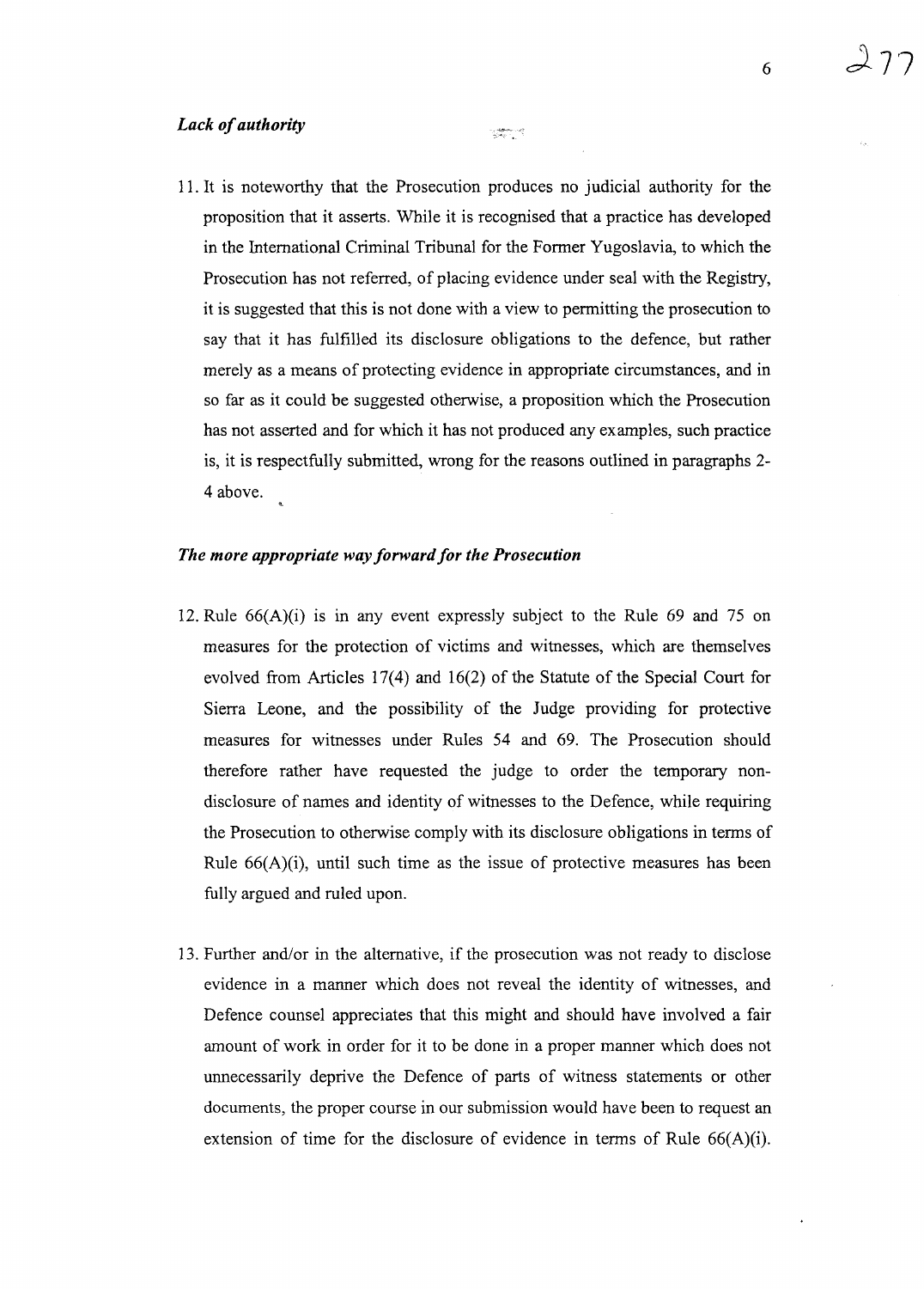***Lack of authority***

11. It is noteworthy that the Prosecution produces no judicial authority for the proposition that it asserts. While it is recognised that a practice has developed in the International Criminal Tribunal for the Former Yugoslavia, to which the Prosecution has not referred, of placing evidence under seal with the Registry, it is suggested that this is not done with a view to permitting the prosecution to say that it has fulfilled its disclosure obligations to the defence, but rather merely as a means of protecting evidence in appropriate circumstances, and in so far as it could be suggested otherwise, a proposition which the Prosecution has not asserted and for which it has not produced any examples, such practice is, it is respectfully submitted, wrong for the reasons outlined in paragraphs 2-4 above.

***The more appropriate way forward for the Prosecution***

12. Rule 66(A)(i) is in any event expressly subject to the Rule 69 and 75 on measures for the protection of victims and witnesses, which are themselves evolved from Articles 17(4) and 16(2) of the Statute of the Special Court for Sierra Leone, and the possibility of the Judge providing for protective measures for witnesses under Rules 54 and 69. The Prosecution should therefore rather have requested the judge to order the temporary non-disclosure of names and identity of witnesses to the Defence, while requiring the Prosecution to otherwise comply with its disclosure obligations in terms of Rule 66(A)(i), until such time as the issue of protective measures has been fully argued and ruled upon.

13. Further and/or in the alternative, if the prosecution was not ready to disclose evidence in a manner which does not reveal the identity of witnesses, and Defence counsel appreciates that this might and should have involved a fair amount of work in order for it to be done in a proper manner which does not unnecessarily deprive the Defence of parts of witness statements or other documents, the proper course in our submission would have been to request an extension of time for the disclosure of evidence in terms of Rule 66(A)(i).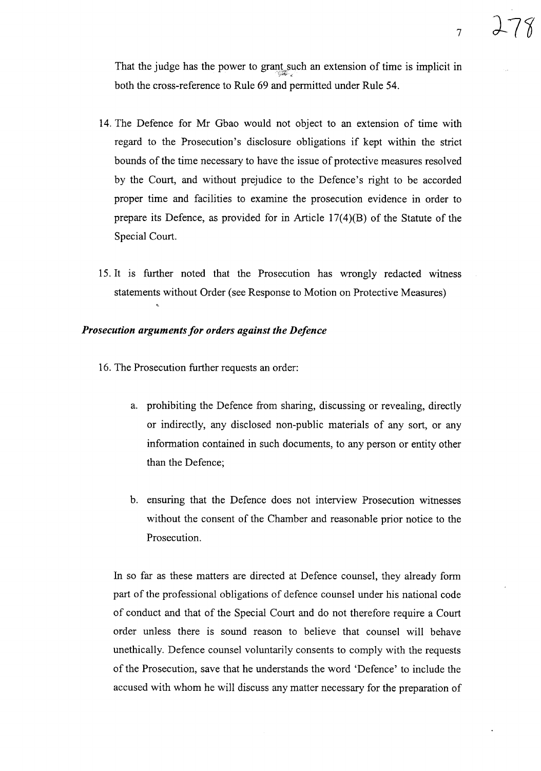That the judge has the power to grant such an extension of time is implicit in both the cross-reference to Rule 69 and permitted under Rule 54.

14. The Defence for Mr Gbao would not object to an extension of time with regard to the Prosecution's disclosure obligations if kept within the strict bounds of the time necessary to have the issue of protective measures resolved by the Court, and without prejudice to the Defence's right to be accorded proper time and facilities to examine the prosecution evidence in order to prepare its Defence, as provided for in Article 17(4)(B) of the Statute of the Special Court.

15. It is further noted that the Prosecution has wrongly redacted witness statements without Order (see Response to Motion on Protective Measures)

### *Prosecution arguments for orders against the Defence*

16. The Prosecution further requests an order:

    a. prohibiting the Defence from sharing, discussing or revealing, directly or indirectly, any disclosed non-public materials of any sort, or any information contained in such documents, to any person or entity other than the Defence;

    b. ensuring that the Defence does not interview Prosecution witnesses without the consent of the Chamber and reasonable prior notice to the Prosecution.

In so far as these matters are directed at Defence counsel, they already form part of the professional obligations of defence counsel under his national code of conduct and that of the Special Court and do not therefore require a Court order unless there is sound reason to believe that counsel will behave unethically. Defence counsel voluntarily consents to comply with the requests of the Prosecution, save that he understands the word 'Defence' to include the accused with whom he will discuss any matter necessary for the preparation of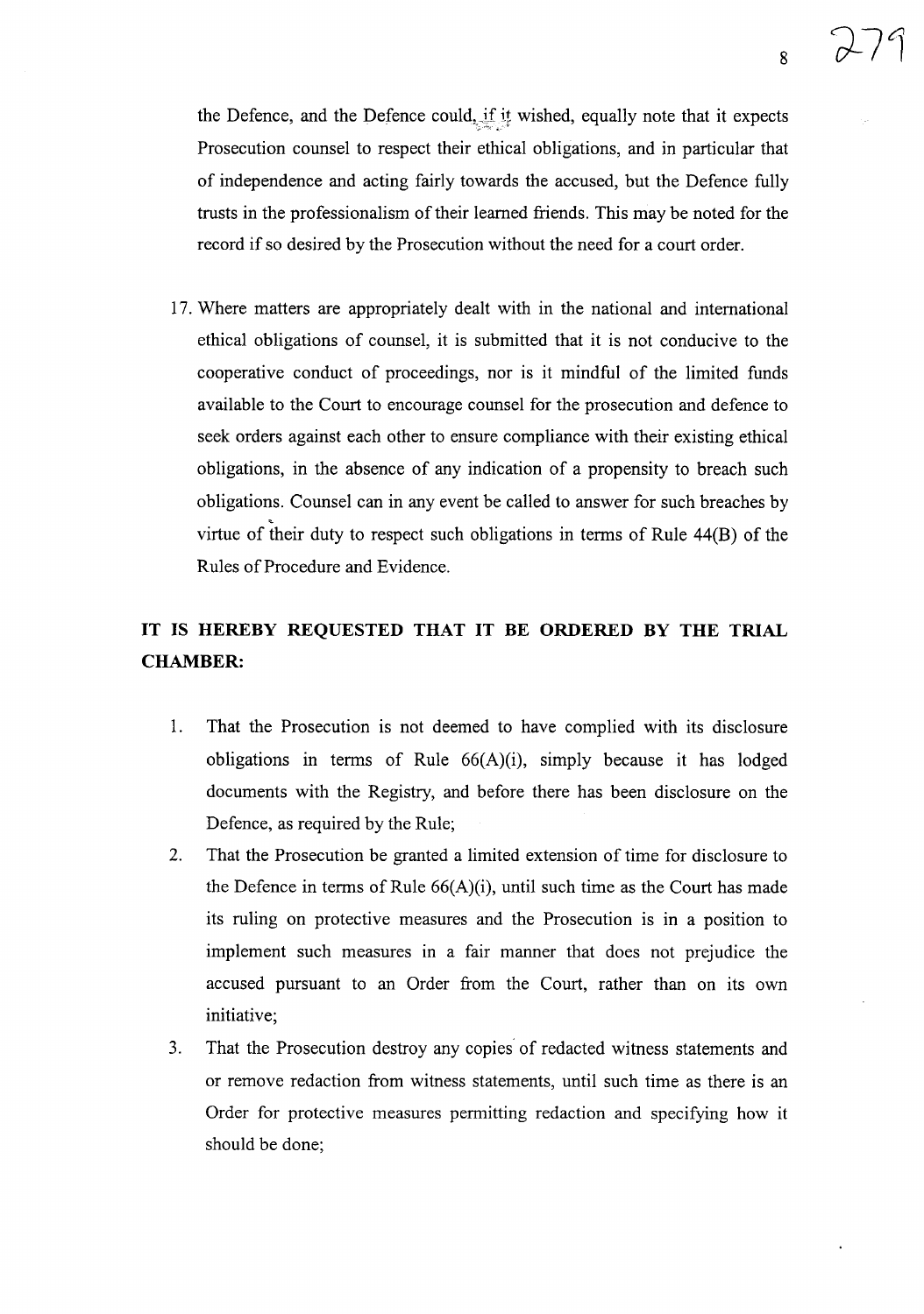the Defence, and the Defence could, if it wished, equally note that it expects Prosecution counsel to respect their ethical obligations, and in particular that of independence and acting fairly towards the accused, but the Defence fully trusts in the professionalism of their learned friends. This may be noted for the record if so desired by the Prosecution without the need for a court order.

17. Where matters are appropriately dealt with in the national and international ethical obligations of counsel, it is submitted that it is not conducive to the cooperative conduct of proceedings, nor is it mindful of the limited funds available to the Court to encourage counsel for the prosecution and defence to seek orders against each other to ensure compliance with their existing ethical obligations, in the absence of any indication of a propensity to breach such obligations. Counsel can in any event be called to answer for such breaches by virtue of their duty to respect such obligations in terms of Rule 44(B) of the Rules of Procedure and Evidence.

**IT IS HEREBY REQUESTED THAT IT BE ORDERED BY THE TRIAL CHAMBER:**

1. That the Prosecution is not deemed to have complied with its disclosure obligations in terms of Rule 66(A)(i), simply because it has lodged documents with the Registry, and before there has been disclosure on the Defence, as required by the Rule;
2. That the Prosecution be granted a limited extension of time for disclosure to the Defence in terms of Rule 66(A)(i), until such time as the Court has made its ruling on protective measures and the Prosecution is in a position to implement such measures in a fair manner that does not prejudice the accused pursuant to an Order from the Court, rather than on its own initiative;
3. That the Prosecution destroy any copies of redacted witness statements and or remove redaction from witness statements, until such time as there is an Order for protective measures permitting redaction and specifying how it should be done;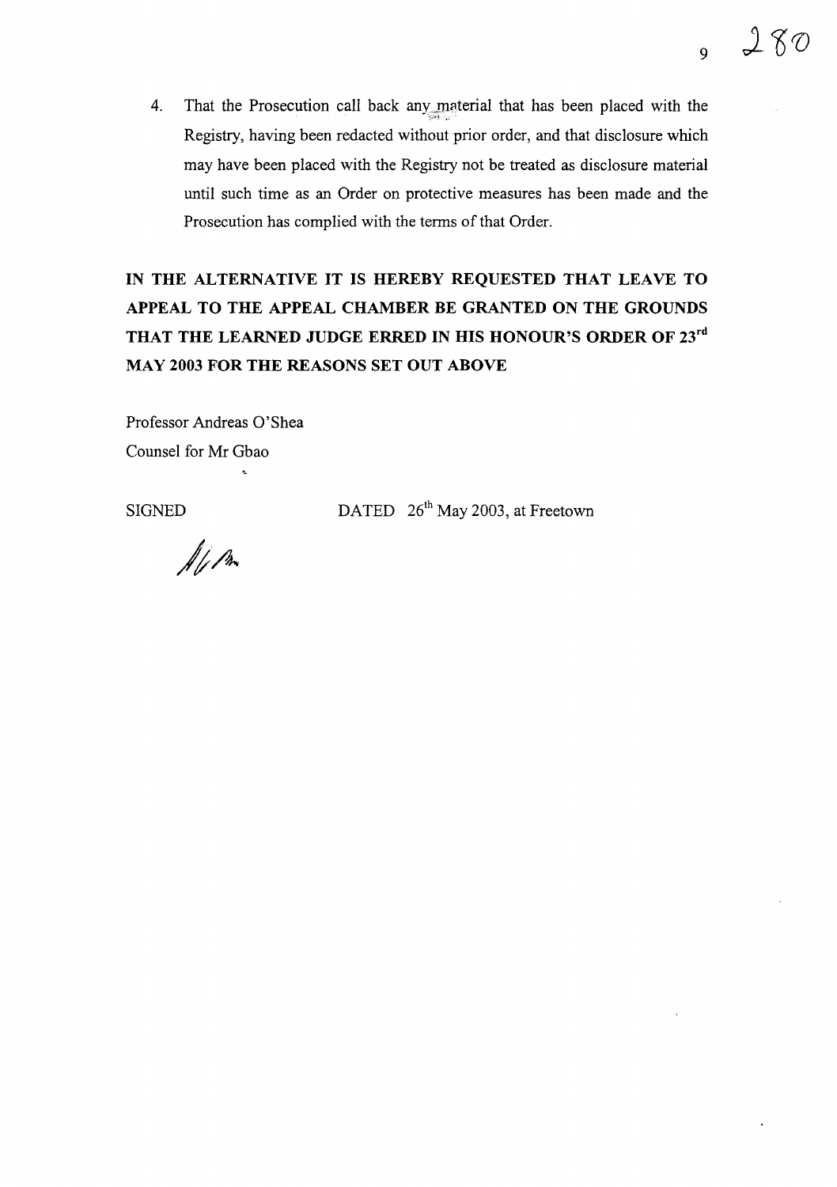4. That the Prosecution call back any material that has been placed with the Registry, having been redacted without prior order, and that disclosure which may have been placed with the Registry not be treated as disclosure material until such time as an Order on protective measures has been made and the Prosecution has complied with the terms of that Order.

**IN THE ALTERNATIVE IT IS HEREBY REQUESTED THAT LEAVE TO APPEAL TO THE APPEAL CHAMBER BE GRANTED ON THE GROUNDS THAT THE LEARNED JUDGE ERRED IN HIS HONOUR'S ORDER OF 23rd MAY 2003 FOR THE REASONS SET OUT ABOVE**

Professor Andreas O'Shea
Counsel for Mr Gbao

SIGNED DATED 26th May 2003, at Freetown